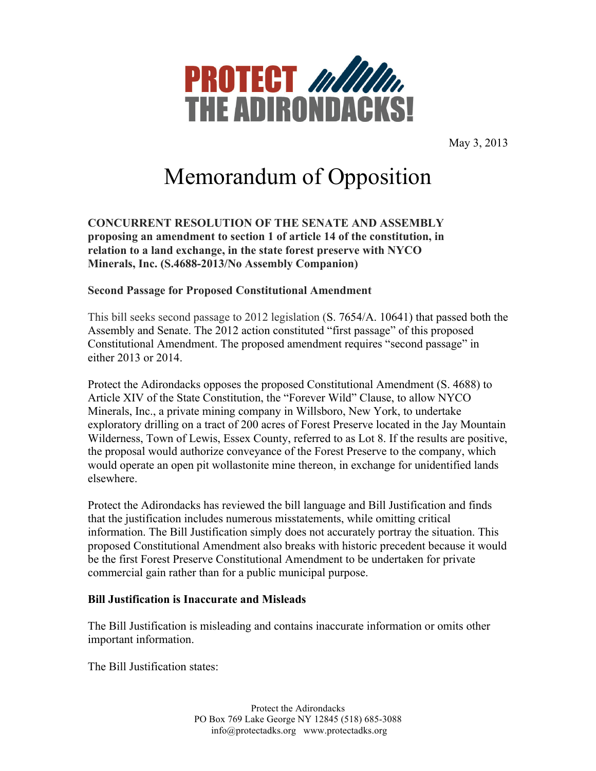# PROTECT THE ADIRONDACKS!

May 3, 2013

# Memorandum of Opposition

**CONCURRENT RESOLUTION OF THE SENATE AND ASSEMBLY proposing an amendment to section 1 of article 14 of the constitution, in relation to a land exchange, in the state forest preserve with NYCO Minerals, Inc. (S.4688-2013/No Assembly Companion)**

**Second Passage for Proposed Constitutional Amendment**

This bill seeks second passage to 2012 legislation (S. 7654/A. 10641) that passed both the Assembly and Senate. The 2012 action constituted "first passage" of this proposed Constitutional Amendment. The proposed amendment requires "second passage" in either 2013 or 2014.

Protect the Adirondacks opposes the proposed Constitutional Amendment (S. 4688) to Article XIV of the State Constitution, the "Forever Wild" Clause, to allow NYCO Minerals, Inc., a private mining company in Willsboro, New York, to undertake exploratory drilling on a tract of 200 acres of Forest Preserve located in the Jay Mountain Wilderness, Town of Lewis, Essex County, referred to as Lot 8. If the results are positive, the proposal would authorize conveyance of the Forest Preserve to the company, which would operate an open pit wollastonite mine thereon, in exchange for unidentified lands elsewhere.

Protect the Adirondacks has reviewed the bill language and Bill Justification and finds that the justification includes numerous misstatements, while omitting critical information. The Bill Justification simply does not accurately portray the situation. This proposed Constitutional Amendment also breaks with historic precedent because it would be the first Forest Preserve Constitutional Amendment to be undertaken for private commercial gain rather than for a public municipal purpose.

**Bill Justification is Inaccurate and Misleads**

The Bill Justification is misleading and contains inaccurate information or omits other important information.

The Bill Justification states: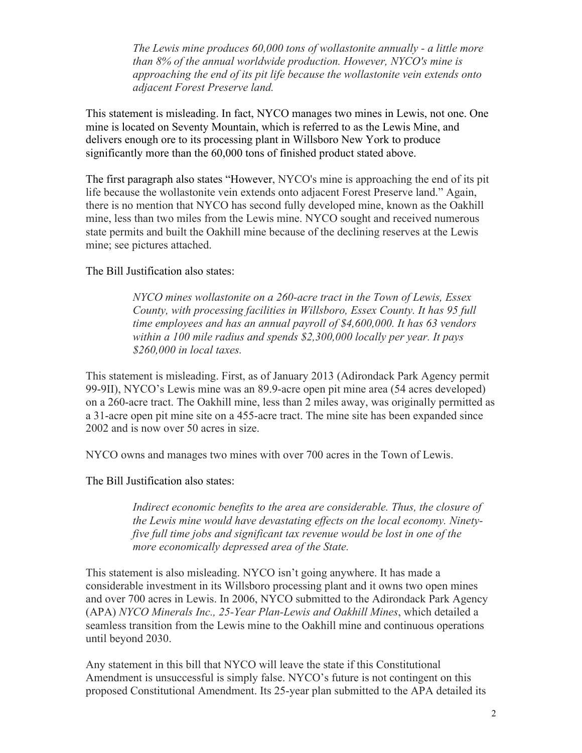> *The Lewis mine produces 60,000 tons of wollastonite annually - a little more than 8% of the annual worldwide production. However, NYCO's mine is approaching the end of its pit life because the wollastonite vein extends onto adjacent Forest Preserve land.*

This statement is misleading. In fact, NYCO manages two mines in Lewis, not one. One mine is located on Seventy Mountain, which is referred to as the Lewis Mine, and delivers enough ore to its processing plant in Willsboro New York to produce significantly more than the 60,000 tons of finished product stated above.

The first paragraph also states "However, NYCO's mine is approaching the end of its pit life because the wollastonite vein extends onto adjacent Forest Preserve land." Again, there is no mention that NYCO has second fully developed mine, known as the Oakhill mine, less than two miles from the Lewis mine. NYCO sought and received numerous state permits and built the Oakhill mine because of the declining reserves at the Lewis mine; see pictures attached.

The Bill Justification also states:

> *NYCO mines wollastonite on a 260-acre tract in the Town of Lewis, Essex County, with processing facilities in Willsboro, Essex County. It has 95 full time employees and has an annual payroll of $4,600,000. It has 63 vendors within a 100 mile radius and spends $2,300,000 locally per year. It pays $260,000 in local taxes.*

This statement is misleading. First, as of January 2013 (Adirondack Park Agency permit 99-9II), NYCO's Lewis mine was an 89.9-acre open pit mine area (54 acres developed) on a 260-acre tract. The Oakhill mine, less than 2 miles away, was originally permitted as a 31-acre open pit mine site on a 455-acre tract. The mine site has been expanded since 2002 and is now over 50 acres in size.

NYCO owns and manages two mines with over 700 acres in the Town of Lewis.

The Bill Justification also states:

> *Indirect economic benefits to the area are considerable. Thus, the closure of the Lewis mine would have devastating effects on the local economy. Ninety-five full time jobs and significant tax revenue would be lost in one of the more economically depressed area of the State.*

This statement is also misleading. NYCO isn't going anywhere. It has made a considerable investment in its Willsboro processing plant and it owns two open mines and over 700 acres in Lewis. In 2006, NYCO submitted to the Adirondack Park Agency (APA) *NYCO Minerals Inc., 25-Year Plan-Lewis and Oakhill Mines*, which detailed a seamless transition from the Lewis mine to the Oakhill mine and continuous operations until beyond 2030.

Any statement in this bill that NYCO will leave the state if this Constitutional Amendment is unsuccessful is simply false. NYCO's future is not contingent on this proposed Constitutional Amendment. Its 25-year plan submitted to the APA detailed its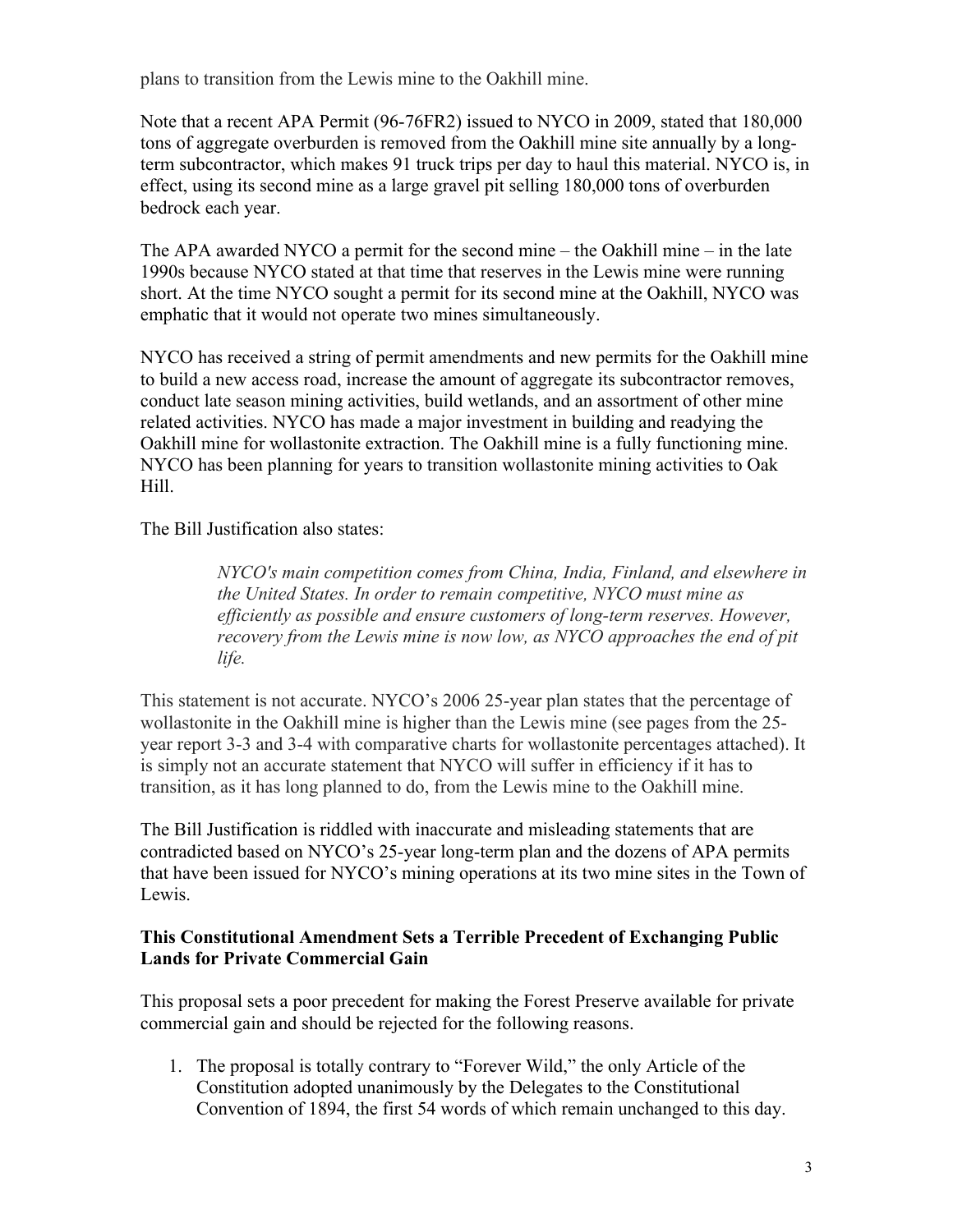plans to transition from the Lewis mine to the Oakhill mine.

Note that a recent APA Permit (96-76FR2) issued to NYCO in 2009, stated that 180,000 tons of aggregate overburden is removed from the Oakhill mine site annually by a long-term subcontractor, which makes 91 truck trips per day to haul this material. NYCO is, in effect, using its second mine as a large gravel pit selling 180,000 tons of overburden bedrock each year.

The APA awarded NYCO a permit for the second mine – the Oakhill mine – in the late 1990s because NYCO stated at that time that reserves in the Lewis mine were running short. At the time NYCO sought a permit for its second mine at the Oakhill, NYCO was emphatic that it would not operate two mines simultaneously.

NYCO has received a string of permit amendments and new permits for the Oakhill mine to build a new access road, increase the amount of aggregate its subcontractor removes, conduct late season mining activities, build wetlands, and an assortment of other mine related activities. NYCO has made a major investment in building and readying the Oakhill mine for wollastonite extraction. The Oakhill mine is a fully functioning mine. NYCO has been planning for years to transition wollastonite mining activities to Oak Hill.

The Bill Justification also states:

> *NYCO's main competition comes from China, India, Finland, and elsewhere in the United States. In order to remain competitive, NYCO must mine as efficiently as possible and ensure customers of long-term reserves. However, recovery from the Lewis mine is now low, as NYCO approaches the end of pit life.*

This statement is not accurate. NYCO's 2006 25-year plan states that the percentage of wollastonite in the Oakhill mine is higher than the Lewis mine (see pages from the 25-year report 3-3 and 3-4 with comparative charts for wollastonite percentages attached). It is simply not an accurate statement that NYCO will suffer in efficiency if it has to transition, as it has long planned to do, from the Lewis mine to the Oakhill mine.

The Bill Justification is riddled with inaccurate and misleading statements that are contradicted based on NYCO's 25-year long-term plan and the dozens of APA permits that have been issued for NYCO's mining operations at its two mine sites in the Town of Lewis.

**This Constitutional Amendment Sets a Terrible Precedent of Exchanging Public Lands for Private Commercial Gain**

This proposal sets a poor precedent for making the Forest Preserve available for private commercial gain and should be rejected for the following reasons.

1. The proposal is totally contrary to "Forever Wild," the only Article of the Constitution adopted unanimously by the Delegates to the Constitutional Convention of 1894, the first 54 words of which remain unchanged to this day.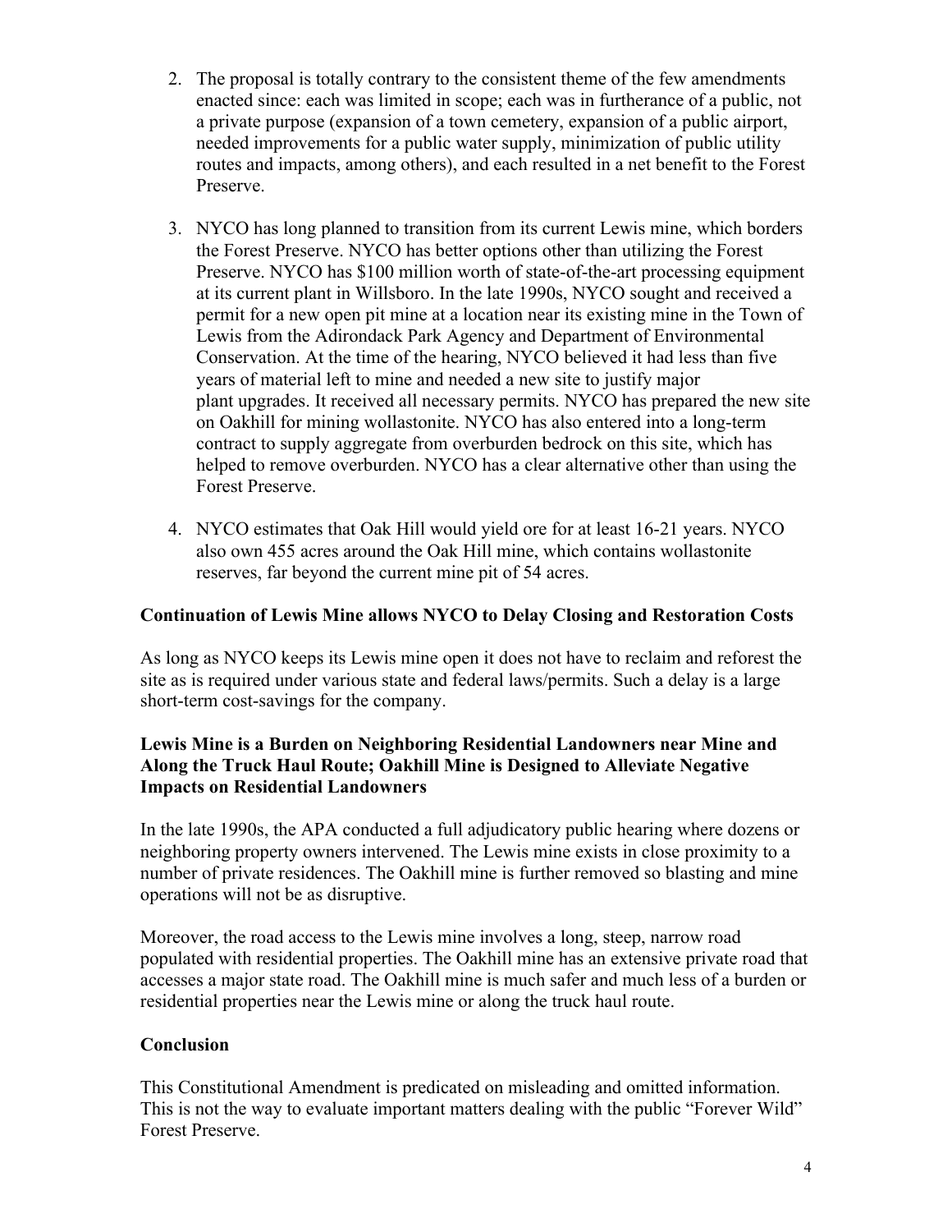2. The proposal is totally contrary to the consistent theme of the few amendments enacted since: each was limited in scope; each was in furtherance of a public, not a private purpose (expansion of a town cemetery, expansion of a public airport, needed improvements for a public water supply, minimization of public utility routes and impacts, among others), and each resulted in a net benefit to the Forest Preserve.

3. NYCO has long planned to transition from its current Lewis mine, which borders the Forest Preserve. NYCO has better options other than utilizing the Forest Preserve. NYCO has $100 million worth of state-of-the-art processing equipment at its current plant in Willsboro. In the late 1990s, NYCO sought and received a permit for a new open pit mine at a location near its existing mine in the Town of Lewis from the Adirondack Park Agency and Department of Environmental Conservation. At the time of the hearing, NYCO believed it had less than five years of material left to mine and needed a new site to justify major plant upgrades. It received all necessary permits. NYCO has prepared the new site on Oakhill for mining wollastonite. NYCO has also entered into a long-term contract to supply aggregate from overburden bedrock on this site, which has helped to remove overburden. NYCO has a clear alternative other than using the Forest Preserve.

4. NYCO estimates that Oak Hill would yield ore for at least 16-21 years. NYCO also own 455 acres around the Oak Hill mine, which contains wollastonite reserves, far beyond the current mine pit of 54 acres.

**Continuation of Lewis Mine allows NYCO to Delay Closing and Restoration Costs**

As long as NYCO keeps its Lewis mine open it does not have to reclaim and reforest the site as is required under various state and federal laws/permits. Such a delay is a large short-term cost-savings for the company.

**Lewis Mine is a Burden on Neighboring Residential Landowners near Mine and Along the Truck Haul Route; Oakhill Mine is Designed to Alleviate Negative Impacts on Residential Landowners**

In the late 1990s, the APA conducted a full adjudicatory public hearing where dozens or neighboring property owners intervened. The Lewis mine exists in close proximity to a number of private residences. The Oakhill mine is further removed so blasting and mine operations will not be as disruptive.

Moreover, the road access to the Lewis mine involves a long, steep, narrow road populated with residential properties. The Oakhill mine has an extensive private road that accesses a major state road. The Oakhill mine is much safer and much less of a burden or residential properties near the Lewis mine or along the truck haul route.

**Conclusion**

This Constitutional Amendment is predicated on misleading and omitted information. This is not the way to evaluate important matters dealing with the public "Forever Wild" Forest Preserve.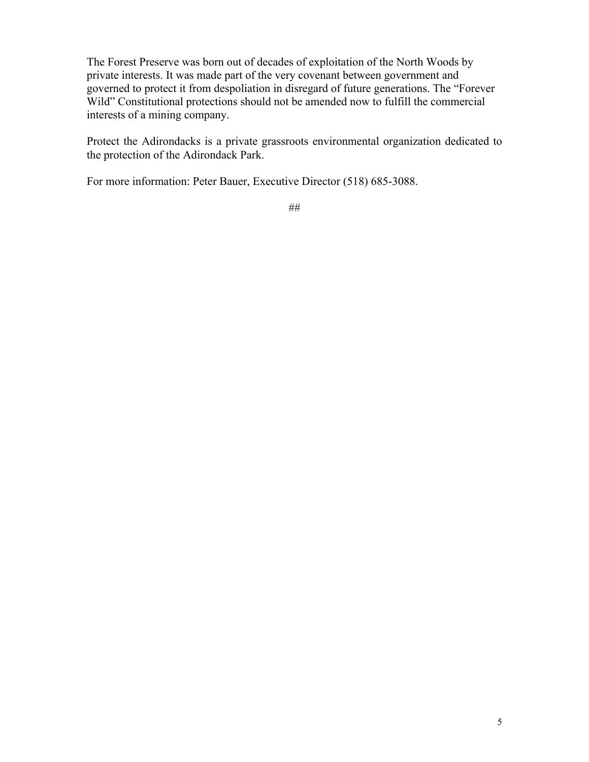The Forest Preserve was born out of decades of exploitation of the North Woods by private interests. It was made part of the very covenant between government and governed to protect it from despoliation in disregard of future generations. The "Forever Wild" Constitutional protections should not be amended now to fulfill the commercial interests of a mining company.

Protect the Adirondacks is a private grassroots environmental organization dedicated to the protection of the Adirondack Park.

For more information: Peter Bauer, Executive Director (518) 685-3088.

##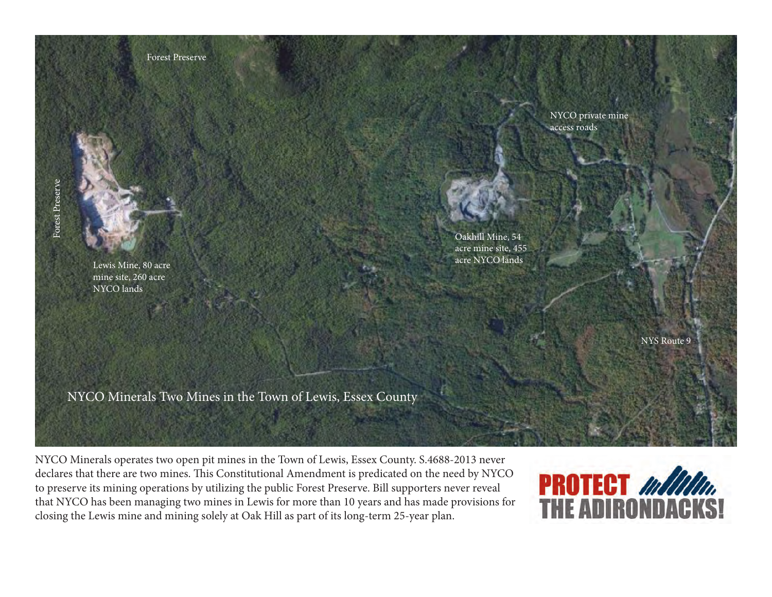Forest Preserve

Forest Preserve

NYCO private mine access roads

Lewis Mine, 80 acre mine site, 260 acre NYCO lands

Oakhill Mine, 54 acre mine site, 455 acre NYCO lands

NYS Route 9

NYCO Minerals Two Mines in the Town of Lewis, Essex County

NYCO Minerals operates two open pit mines in the Town of Lewis, Essex County. S.4688-2013 never declares that there are two mines. This Constitutional Amendment is predicated on the need by NYCO to preserve its mining operations by utilizing the public Forest Preserve. Bill supporters never reveal that NYCO has been managing two mines in Lewis for more than 10 years and has made provisions for closing the Lewis mine and mining solely at Oak Hill as part of its long-term 25-year plan.

PROTECT THE ADIRONDACKS!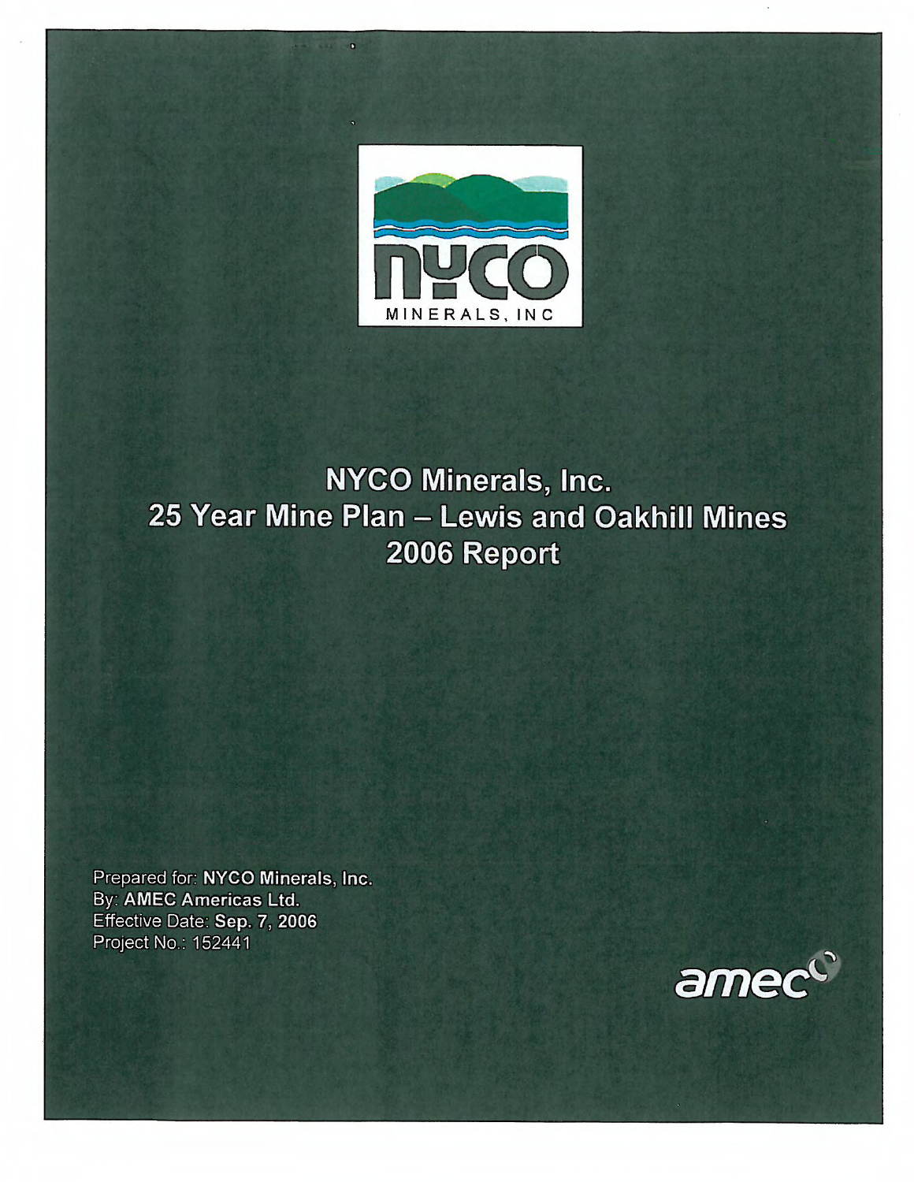NYCO MINERALS, INC

# NYCO Minerals, Inc.
# 25 Year Mine Plan – Lewis and Oakhill Mines
# 2006 Report

Prepared for: **NYCO Minerals, Inc.**
By: **AMEC Americas Ltd.**
Effective Date: **Sep. 7, 2006**
Project No.: 152441

amec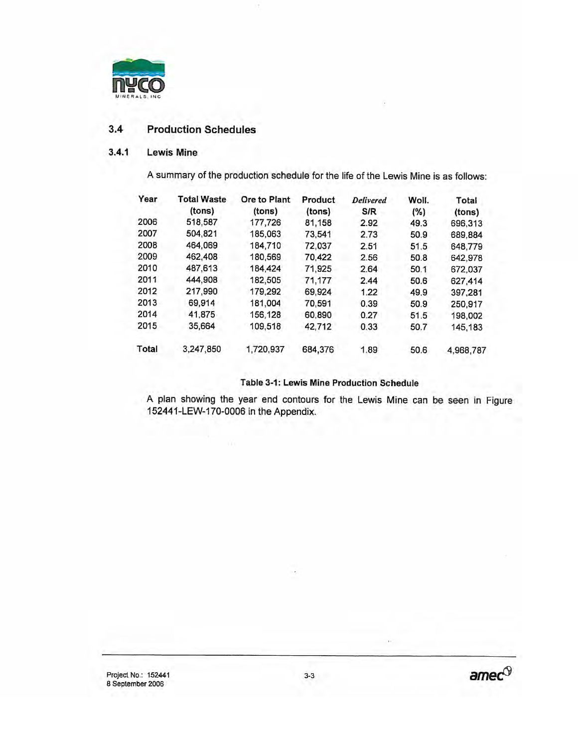## 3.4 Production Schedules

### 3.4.1 Lewis Mine

A summary of the production schedule for the life of the Lewis Mine is as follows:

| Year | Total Waste (tons) | Ore to Plant (tons) | Product (tons) | *Delivered* S/R | Woll. (%) | Total (tons) |
|---|---|---|---|---|---|---|
| 2006 | 518,587 | 177,726 | 81,158 | 2.92 | 49.3 | 696,313 |
| 2007 | 504,821 | 185,063 | 73,541 | 2.73 | 50.9 | 689,884 |
| 2008 | 464,069 | 184,710 | 72,037 | 2.51 | 51.5 | 648,779 |
| 2009 | 462,408 | 180,569 | 70,422 | 2.56 | 50.8 | 642,978 |
| 2010 | 487,613 | 184,424 | 71,925 | 2.64 | 50.1 | 672,037 |
| 2011 | 444,908 | 182,505 | 71,177 | 2.44 | 50.6 | 627,414 |
| 2012 | 217,990 | 179,292 | 69,924 | 1.22 | 49.9 | 397,281 |
| 2013 | 69,914 | 181,004 | 70,591 | 0.39 | 50.9 | 250,917 |
| 2014 | 41,875 | 156,128 | 60,890 | 0.27 | 51.5 | 198,002 |
| 2015 | 35,664 | 109,518 | 42,712 | 0.33 | 50.7 | 145,183 |
| **Total** | 3,247,850 | 1,720,937 | 684,376 | 1.89 | 50.6 | 4,968,787 |

**Table 3-1: Lewis Mine Production Schedule**

A plan showing the year end contours for the Lewis Mine can be seen in Figure 152441-LEW-170-0006 in the Appendix.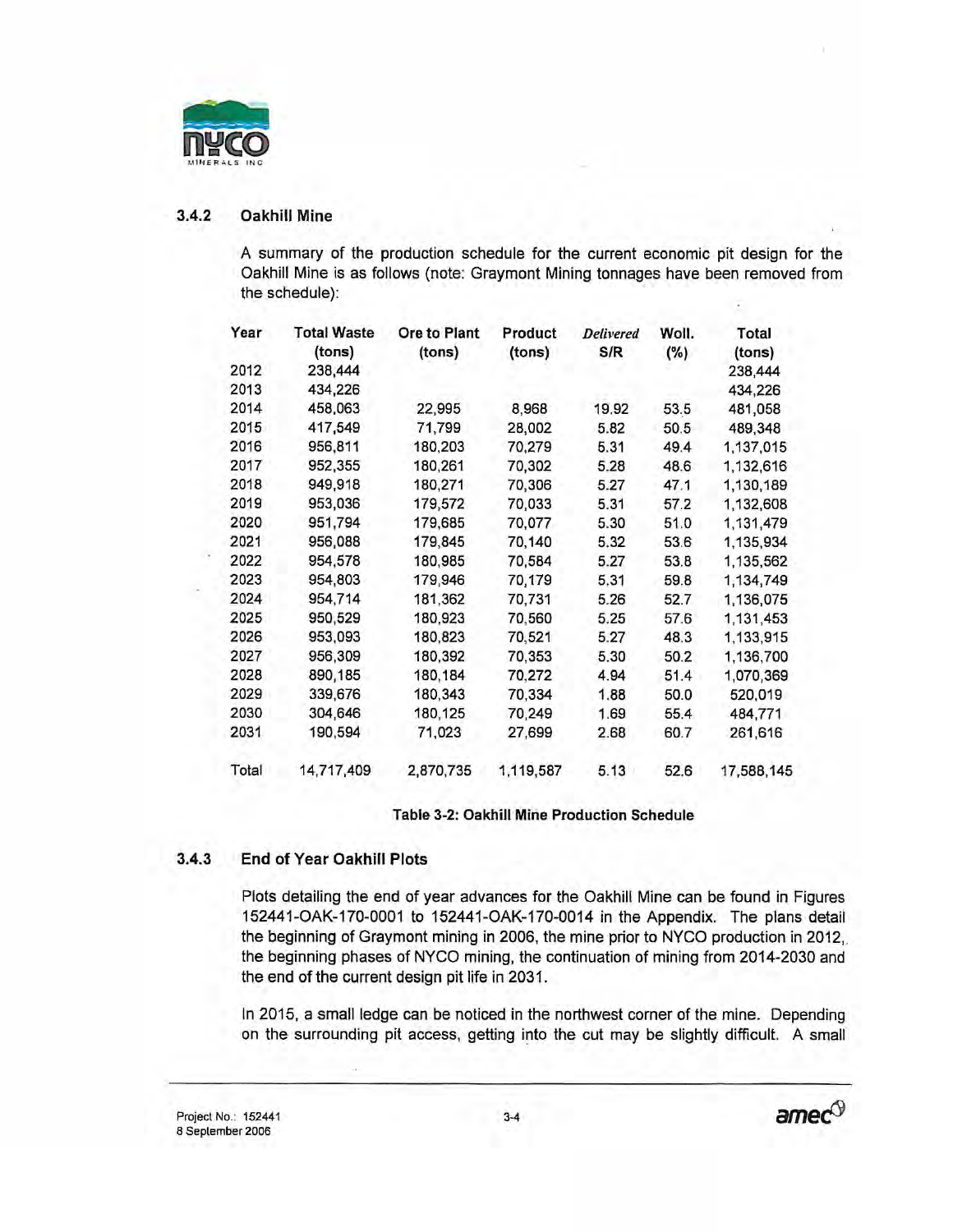### 3.4.2 Oakhill Mine

A summary of the production schedule for the current economic pit design for the Oakhill Mine is as follows (note: Graymont Mining tonnages have been removed from the schedule):

| Year | Total Waste (tons) | Ore to Plant (tons) | Product (tons) | *Delivered* S/R | Woll. (%) | Total (tons) |
|---|---|---|---|---|---|---|
| 2012 | 238,444 | | | | | 238,444 |
| 2013 | 434,226 | | | | | 434,226 |
| 2014 | 458,063 | 22,995 | 8,968 | 19.92 | 53.5 | 481,058 |
| 2015 | 417,549 | 71,799 | 28,002 | 5.82 | 50.5 | 489,348 |
| 2016 | 956,811 | 180,203 | 70,279 | 5.31 | 49.4 | 1,137,015 |
| 2017 | 952,355 | 180,261 | 70,302 | 5.28 | 48.6 | 1,132,616 |
| 2018 | 949,918 | 180,271 | 70,306 | 5.27 | 47.1 | 1,130,189 |
| 2019 | 953,036 | 179,572 | 70,033 | 5.31 | 57.2 | 1,132,608 |
| 2020 | 951,794 | 179,685 | 70,077 | 5.30 | 51.0 | 1,131,479 |
| 2021 | 956,088 | 179,845 | 70,140 | 5.32 | 53.6 | 1,135,934 |
| 2022 | 954,578 | 180,985 | 70,584 | 5.27 | 53.8 | 1,135,562 |
| 2023 | 954,803 | 179,946 | 70,179 | 5.31 | 59.8 | 1,134,749 |
| 2024 | 954,714 | 181,362 | 70,731 | 5.26 | 52.7 | 1,136,075 |
| 2025 | 950,529 | 180,923 | 70,560 | 5.25 | 57.6 | 1,131,453 |
| 2026 | 953,093 | 180,823 | 70,521 | 5.27 | 48.3 | 1,133,915 |
| 2027 | 956,309 | 180,392 | 70,353 | 5.30 | 50.2 | 1,136,700 |
| 2028 | 890,185 | 180,184 | 70,272 | 4.94 | 51.4 | 1,070,369 |
| 2029 | 339,676 | 180,343 | 70,334 | 1.88 | 50.0 | 520,019 |
| 2030 | 304,646 | 180,125 | 70,249 | 1.69 | 55.4 | 484,771 |
| 2031 | 190,594 | 71,023 | 27,699 | 2.68 | 60.7 | 261,616 |
| Total | 14,717,409 | 2,870,735 | 1,119,587 | 5.13 | 52.6 | 17,588,145 |

**Table 3-2: Oakhill Mine Production Schedule**

### 3.4.3 End of Year Oakhill Plots

Plots detailing the end of year advances for the Oakhill Mine can be found in Figures 152441-OAK-170-0001 to 152441-OAK-170-0014 in the Appendix. The plans detail the beginning of Graymont mining in 2006, the mine prior to NYCO production in 2012, the beginning phases of NYCO mining, the continuation of mining from 2014-2030 and the end of the current design pit life in 2031.

In 2015, a small ledge can be noticed in the northwest corner of the mine. Depending on the surrounding pit access, getting into the cut may be slightly difficult. A small